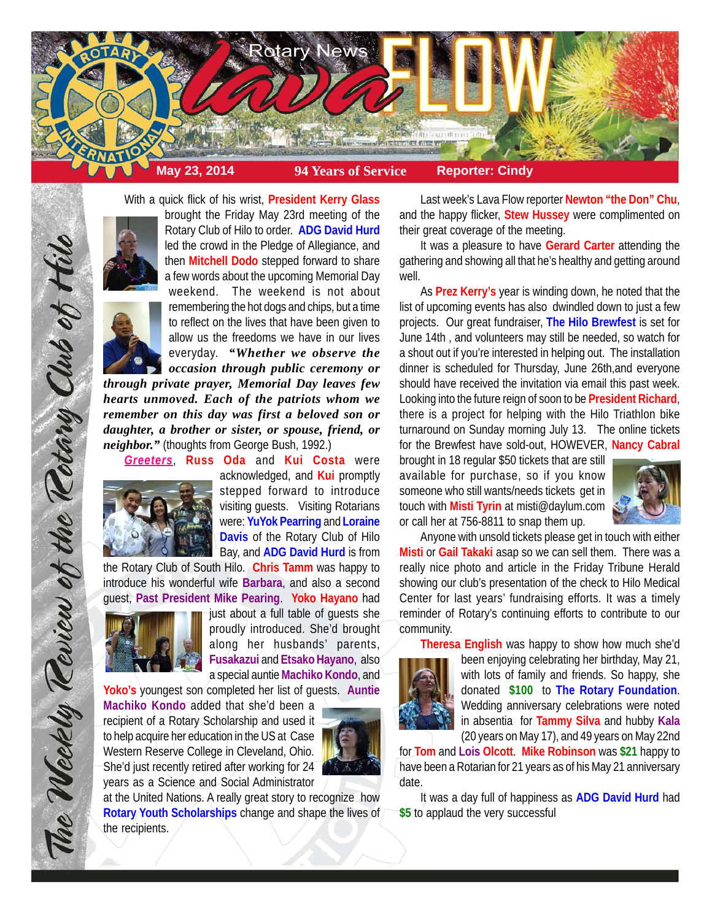# Rotary News Lava FLOW

**May 23, 2014** | **94 Years of Service** | **Reporter: Cindy**

*The Weekly Review of the Rotary Club of Hilo*

With a quick flick of his wrist, **President Kerry Glass** brought the Friday May 23rd meeting of the Rotary Club of Hilo to order. **ADG David Hurd** led the crowd in the Pledge of Allegiance, and then **Mitchell Dodo** stepped forward to share a few words about the upcoming Memorial Day weekend. The weekend is not about remembering the hot dogs and chips, but a time to reflect on the lives that have been given to allow us the freedoms we have in our lives everyday. ***"Whether we observe the occasion through public ceremony or through private prayer, Memorial Day leaves few hearts unmoved. Each of the patriots whom we remember on this day was first a beloved son or daughter, a brother or sister, or spouse, friend, or neighbor."*** (thoughts from George Bush, 1992.)

***Greeters***, **Russ Oda** and **Kui Costa** were acknowledged, and **Kui** promptly stepped forward to introduce visiting guests. Visiting Rotarians were: **YuYok Pearring** and **Loraine Davis** of the Rotary Club of Hilo Bay, and **ADG David Hurd** is from the Rotary Club of South Hilo. **Chris Tamm** was happy to introduce his wonderful wife **Barbara**, and also a second guest, **Past President Mike Pearing**. **Yoko Hayano** had just about a full table of guests she proudly introduced. She'd brought along her husbands' parents, **Fusakazui** and **Etsako Hayano**, also a special auntie **Machiko Kondo**, and **Yoko's** youngest son completed her list of guests. **Auntie Machiko Kondo** added that she'd been a recipient of a Rotary Scholarship and used it to help acquire her education in the US at Case Western Reserve College in Cleveland, Ohio. She'd just recently retired after working for 24 years as a Science and Social Administrator at the United Nations. A really great story to recognize how **Rotary Youth Scholarships** change and shape the lives of the recipients.

Last week's Lava Flow reporter **Newton "the Don" Chu**, and the happy flicker, **Stew Hussey** were complimented on their great coverage of the meeting.

It was a pleasure to have **Gerard Carter** attending the gathering and showing all that he's healthy and getting around well.

As **Prez Kerry's** year is winding down, he noted that the list of upcoming events has also dwindled down to just a few projects. Our great fundraiser, **The Hilo Brewfest** is set for June 14th , and volunteers may still be needed, so watch for a shout out if you're interested in helping out. The installation dinner is scheduled for Thursday, June 26th,and everyone should have received the invitation via email this past week. Looking into the future reign of soon to be **President Richard**, there is a project for helping with the Hilo Triathlon bike turnaround on Sunday morning July 13. The online tickets for the Brewfest have sold-out, HOWEVER, **Nancy Cabral** brought in 18 regular $50 tickets that are still available for purchase, so if you know someone who still wants/needs tickets get in touch with **Misti Tyrin** at misti@daylum.com or call her at 756-8811 to snap them up.

Anyone with unsold tickets please get in touch with either **Misti** or **Gail Takaki** asap so we can sell them. There was a really nice photo and article in the Friday Tribune Herald showing our club's presentation of the check to Hilo Medical Center for last years' fundraising efforts. It was a timely reminder of Rotary's continuing efforts to contribute to our community.

**Theresa English** was happy to show how much she'd been enjoying celebrating her birthday, May 21, with lots of family and friends. So happy, she donated **$100** to **The Rotary Foundation**. Wedding anniversary celebrations were noted in absentia for **Tammy Silva** and hubby **Kala** (20 years on May 17), and 49 years on May 22nd for **Tom** and **Lois Olcott**. **Mike Robinson** was **$21** happy to have been a Rotarian for 21 years as of his May 21 anniversary date.

It was a day full of happiness as **ADG David Hurd** had **$5** to applaud the very successful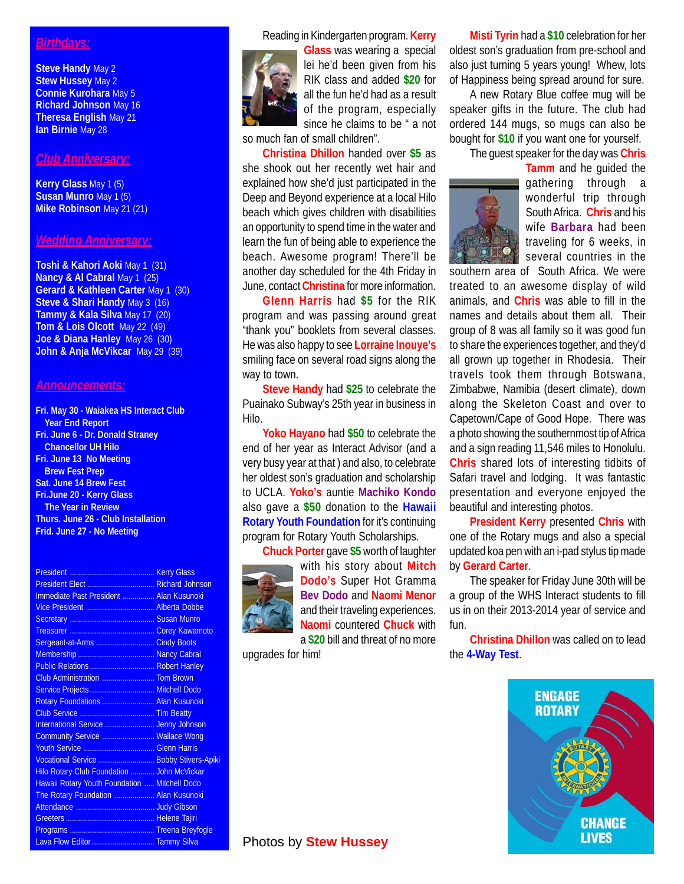## Birthdays:

**Steve Handy** May 2
**Stew Hussey** May 2
**Connie Kurohara** May 5
**Richard Johnson** May 16
**Theresa English** May 21
**Ian Birnie** May 28

## Club Anniversary:

**Kerry Glass** May 1 (5)
**Susan Munro** May 1 (5)
**Mike Robinson** May 21 (21)

## Wedding Anniversary:

**Toshi & Kahori Aoki** May 1 (31)
**Nancy & Al Cabral** May 1 (25)
**Gerard & Kathleen Carter** May 1 (30)
**Steve & Shari Handy** May 3 (16)
**Tammy & Kala Silva** May 17 (20)
**Tom & Lois Olcott** May 22 (49)
**Joe & Diana Hanley** May 26 (30)
**John & Anja McVikcar** May 29 (39)

## Announcements:

**Fri. May 30 - Waiakea HS Interact Club Year End Report**
**Fri. June 6 - Dr. Donald Straney Chancellor UH Hilo**
**Fri. June 13 No Meeting Brew Fest Prep**
**Sat. June 14 Brew Fest**
**Fri.June 20 - Kerry Glass The Year in Review**
**Thurs. June 26 - Club Installation**
**Frid. June 27 - No Meeting**

| | |
|---|---|
| President | Kerry Glass |
| President Elect | Richard Johnson |
| Immediate Past President | Alan Kusunoki |
| Vice President | Alberta Dobbe |
| Secretary | Susan Munro |
| Treasurer | Corey Kawamoto |
| Sergeant-at-Arms | Cindy Boots |
| Membership | Nancy Cabral |
| Public Relations | Robert Hanley |
| Club Administration | Tom Brown |
| Service Projects | Mitchell Dodo |
| Rotary Foundations | Alan Kusunoki |
| Club Service | Tim Beatty |
| International Service | Jenny Johnson |
| Community Service | Wallace Wong |
| Youth Service | Glenn Harris |
| Vocational Service | Bobby Stivers-Apiki |
| Hilo Rotary Club Foundation | John McVickar |
| Hawaii Rotary Youth Foundation | Mitchell Dodo |
| The Rotary Foundation | Alan Kusunoki |
| Attendance | Judy Gibson |
| Greeters | Helene Tajiri |
| Programs | Treena Breyfogle |
| Lava Flow Editor | Tammy Silva |

Reading in Kindergarten program. **Kerry Glass** was wearing a special lei he'd been given from his RIK class and added **$20** for all the fun he'd had as a result of the program, especially since he claims to be " a not so much fan of small children".

**Christina Dhillon** handed over **$5** as she shook out her recently wet hair and explained how she'd just participated in the Deep and Beyond experience at a local Hilo beach which gives children with disabilities an opportunity to spend time in the water and learn the fun of being able to experience the beach. Awesome program! There'll be another day scheduled for the 4th Friday in June, contact **Christina** for more information.

**Glenn Harris** had **$5** for the RIK program and was passing around great "thank you" booklets from several classes. He was also happy to see **Lorraine Inouye's** smiling face on several road signs along the way to town.

**Steve Handy** had **$25** to celebrate the Puainako Subway's 25th year in business in Hilo.

**Yoko Hayano** had **$50** to celebrate the end of her year as Interact Advisor (and a very busy year at that) and also, to celebrate her oldest son's graduation and scholarship to UCLA. **Yoko's** auntie **Machiko Kondo** also gave a **$50** donation to the **Hawaii Rotary Youth Foundation** for it's continuing program for Rotary Youth Scholarships.

**Chuck Porter** gave **$5** worth of laughter with his story about **Mitch Dodo's** Super Hot Gramma **Bev Dodo** and **Naomi Menor** and their traveling experiences. **Naomi** countered **Chuck** with a **$20** bill and threat of no more upgrades for him!

**Misti Tyrin** had a **$10** celebration for her oldest son's graduation from pre-school and also just turning 5 years young! Whew, lots of Happiness being spread around for sure.

A new Rotary Blue coffee mug will be speaker gifts in the future. The club had ordered 144 mugs, so mugs can also be bought for **$10** if you want one for yourself.

The guest speaker for the day was **Chris Tamm** and he guided the gathering through a wonderful trip through South Africa. **Chris** and his wife **Barbara** had been traveling for 6 weeks, in several countries in the southern area of South Africa. We were treated to an awesome display of wild animals, and **Chris** was able to fill in the names and details about them all. Their group of 8 was all family so it was good fun to share the experiences together, and they'd all grown up together in Rhodesia. Their travels took them through Botswana, Zimbabwe, Namibia (desert climate), down along the Skeleton Coast and over to Capetown/Cape of Good Hope. There was a photo showing the southernmost tip of Africa and a sign reading 11,546 miles to Honolulu. **Chris** shared lots of interesting tidbits of Safari travel and lodging. It was fantastic presentation and everyone enjoyed the beautiful and interesting photos.

**President Kerry** presented **Chris** with one of the Rotary mugs and also a special updated koa pen with an i-pad stylus tip made by **Gerard Carter**.

The speaker for Friday June 30th will be a group of the WHS Interact students to fill us in on their 2013-2014 year of service and fun.

**Christina Dhillon** was called on to lead the **4-Way Test**.

Photos by **Stew Hussey**

ENGAGE ROTARY
CHANGE LIVES